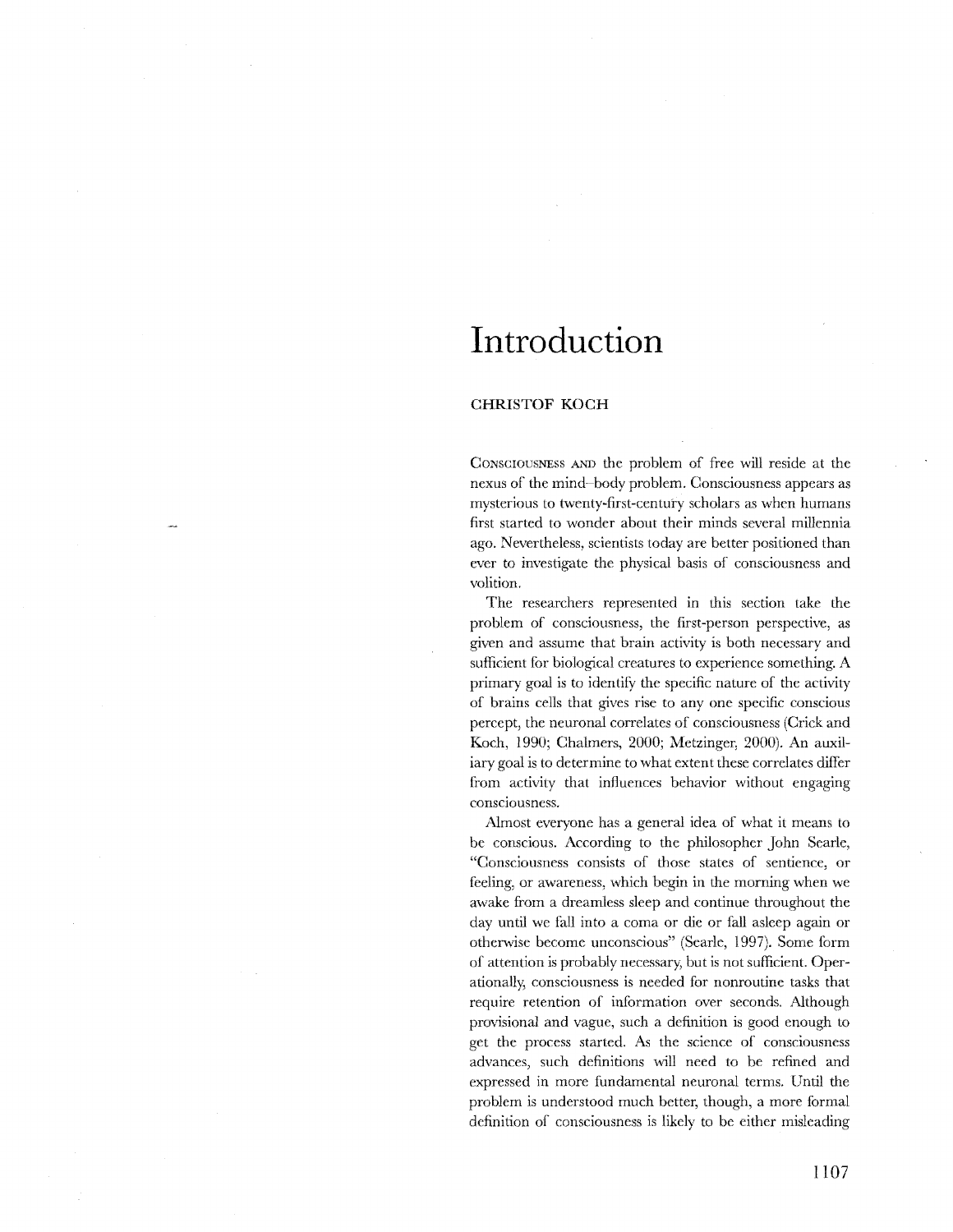# Introduction

CHRISTOF KOCH

CONSCIOUSNESS AND the problem of free will reside at the nexus of the mind–body problem. Consciousness appears as mysterious to twenty-first-century scholars as when humans first started to wonder about their minds several millennia ago. Nevertheless, scientists today are better positioned than ever to investigate the physical basis of consciousness and volition.

The researchers represented in this section take the problem of consciousness, the first-person perspective, as given and assume that brain activity is both necessary and sufficient for biological creatures to experience something. A primary goal is to identify the specific nature of the activity of brains cells that gives rise to any one specific conscious percept, the neuronal correlates of consciousness (Crick and Koch, 1990; Chalmers, 2000; Metzinger, 2000). An auxiliary goal is to determine to what extent these correlates differ from activity that influences behavior without engaging consciousness.

Almost everyone has a general idea of what it means to be conscious. According to the philosopher John Searle, "Consciousness consists of those states of sentience, or feeling, or awareness, which begin in the morning when we awake from a dreamless sleep and continue throughout the day until we fall into a coma or die or fall asleep again or otherwise become unconscious" (Searle, 1997). Some form of attention is probably necessary, but is not sufficient. Operationally, consciousness is needed for nonroutine tasks that require retention of information over seconds. Although provisional and vague, such a definition is good enough to get the process started. As the science of consciousness advances, such definitions will need to be refined and expressed in more fundamental neuronal terms. Until the problem is understood much better, though, a more formal definition of consciousness is likely to be either misleading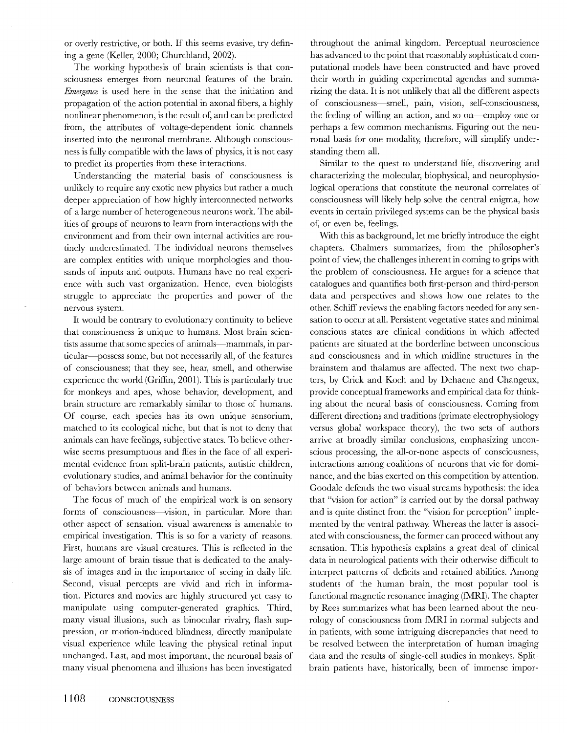or overly restrictive, or both. If this seems evasive, try defining a gene (Keller, 2000; Churchland, 2002).

The working hypothesis of brain scientists is that consciousness emerges from neuronal features of the brain. *Emergence* is used here in the sense that the initiation and propagation of the action potential in axonal fibers, a highly nonlinear phenomenon, is the result of, and can be predicted from, the attributes of voltage-dependent ionic channels inserted into the neuronal membrane. Although consciousness is fully compatible with the laws of physics, it is not easy to predict its properties from these interactions.

Understanding the material basis of consciousness is unlikely to require any exotic new physics but rather a much deeper appreciation of how highly interconnected networks of a large number of heterogeneous neurons work. The abilities of groups of neurons to learn from interactions with the environment and from their own internal activities are routinely underestimated. The individual neurons themselves are complex entities with unique morphologies and thousands of inputs and outputs. Humans have no real experience with such vast organization. Hence, even biologists struggle to appreciate the properties and power of the nervous system.

It would be contrary to evolutionary continuity to believe that consciousness is unique to humans. Most brain scientists assume that some species of animals—mammals, in particular—possess some, but not necessarily all, of the features of consciousness; that they see, hear, smell, and otherwise experience the world (Griffin, 2001). This is particularly true for monkeys and apes, whose behavior, development, and brain structure are remarkably similar to those of humans. Of course, each species has its own unique sensorium, matched to its ecological niche, but that is not to deny that animals can have feelings, subjective states. To believe otherwise seems presumptuous and flies in the face of all experimental evidence from split-brain patients, autistic children, evolutionary studies, and animal behavior for the continuity of behaviors between animals and humans.

The focus of much of the empirical work is on sensory forms of consciousness—vision, in particular. More than other aspect of sensation, visual awareness is amenable to empirical investigation. This is so for a variety of reasons. First, humans are visual creatures. This is reflected in the large amount of brain tissue that is dedicated to the analysis of images and in the importance of seeing in daily life. Second, visual percepts are vivid and rich in information. Pictures and movies are highly structured yet easy to manipulate using computer-generated graphics. Third, many visual illusions, such as binocular rivalry, flash suppression, or motion-induced blindness, directly manipulate visual experience while leaving the physical retinal input unchanged. Last, and most important, the neuronal basis of many visual phenomena and illusions has been investigated throughout the animal kingdom. Perceptual neuroscience has advanced to the point that reasonably sophisticated computational models have been constructed and have proved their worth in guiding experimental agendas and summarizing the data. It is not unlikely that all the different aspects of consciousness—smell, pain, vision, self-consciousness, the feeling of willing an action, and so on—employ one or perhaps a few common mechanisms. Figuring out the neuronal basis for one modality, therefore, will simplify understanding them all.

Similar to the quest to understand life, discovering and characterizing the molecular, biophysical, and neurophysiological operations that constitute the neuronal correlates of consciousness will likely help solve the central enigma, how events in certain privileged systems can be the physical basis of, or even be, feelings.

With this as background, let me briefly introduce the eight chapters. Chalmers summarizes, from the philosopher's point of view, the challenges inherent in coming to grips with the problem of consciousness. He argues for a science that catalogues and quantifies both first-person and third-person data and perspectives and shows how one relates to the other. Schiff reviews the enabling factors needed for any sensation to occur at all. Persistent vegetative states and minimal conscious states are clinical conditions in which affected patients are situated at the borderline between unconscious and consciousness and in which midline structures in the brainstem and thalamus are affected. The next two chapters, by Crick and Koch and by Dehaene and Changeux, provide conceptual frameworks and empirical data for thinking about the neural basis of consciousness. Coming from different directions and traditions (primate electrophysiology versus global workspace theory), the two sets of authors arrive at broadly similar conclusions, emphasizing unconscious processing, the all-or-none aspects of consciousness, interactions among coalitions of neurons that vie for dominance, and the bias exerted on this competition by attention. Goodale defends the two visual streams hypothesis: the idea that "vision for action" is carried out by the dorsal pathway and is quite distinct from the "vision for perception" implemented by the ventral pathway. Whereas the latter is associated with consciousness, the former can proceed without any sensation. This hypothesis explains a great deal of clinical data in neurological patients with their otherwise difficult to interpret patterns of deficits and retained abilities. Among students of the human brain, the most popular tool is functional magnetic resonance imaging (fMRI). The chapter by Rees summarizes what has been learned about the neurology of consciousness from fMRI in normal subjects and in patients, with some intriguing discrepancies that need to be resolved between the interpretation of human imaging data and the results of single-cell studies in monkeys. Split-brain patients have, historically, been of immense impor-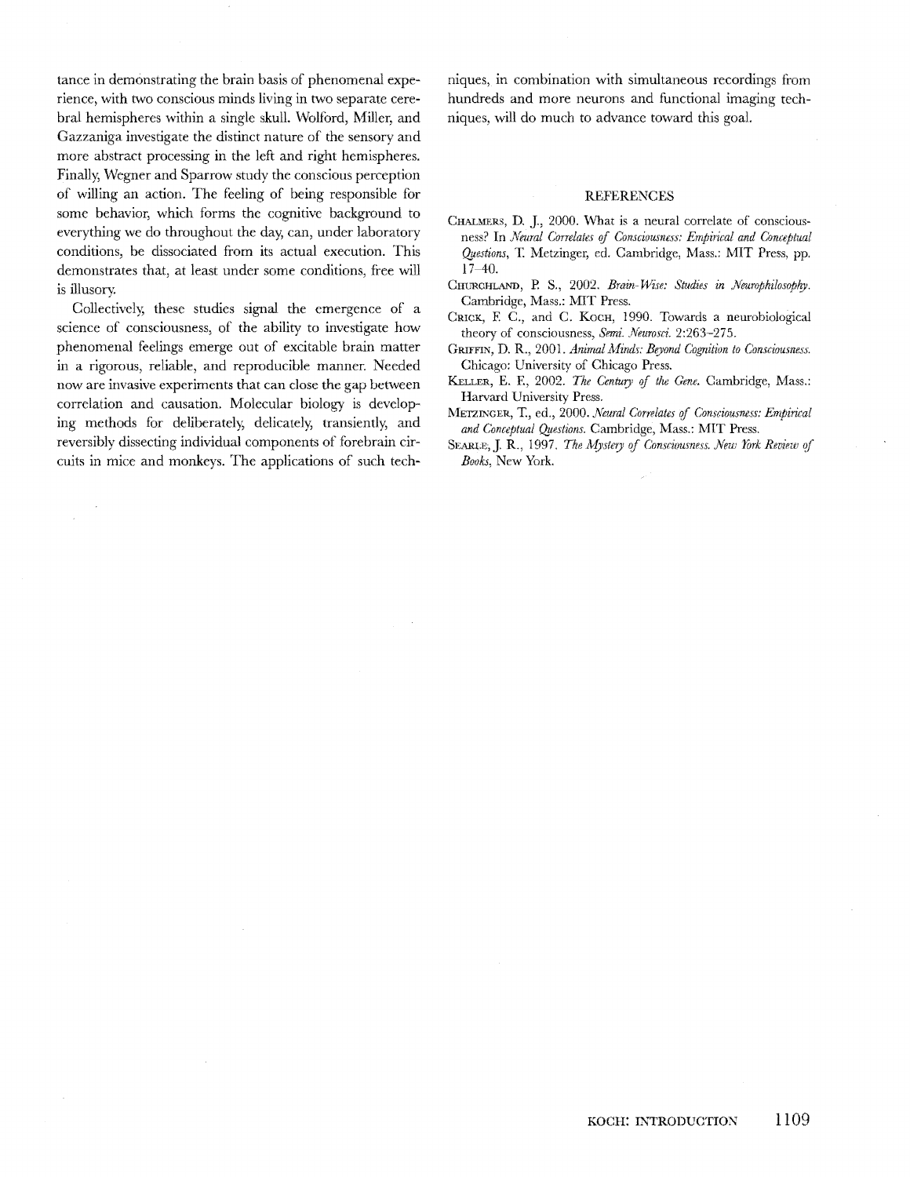tance in demonstrating the brain basis of phenomenal experience, with two conscious minds living in two separate cerebral hemispheres within a single skull. Wolford, Miller, and Gazzaniga investigate the distinct nature of the sensory and more abstract processing in the left and right hemispheres. Finally, Wegner and Sparrow study the conscious perception of willing an action. The feeling of being responsible for some behavior, which forms the cognitive background to everything we do throughout the day, can, under laboratory conditions, be dissociated from its actual execution. This demonstrates that, at least under some conditions, free will is illusory.

Collectively, these studies signal the emergence of a science of consciousness, of the ability to investigate how phenomenal feelings emerge out of excitable brain matter in a rigorous, reliable, and reproducible manner. Needed now are invasive experiments that can close the gap between correlation and causation. Molecular biology is developing methods for deliberately, delicately, transiently, and reversibly dissecting individual components of forebrain circuits in mice and monkeys. The applications of such techniques, in combination with simultaneous recordings from hundreds and more neurons and functional imaging techniques, will do much to advance toward this goal.

## REFERENCES

Chalmers, D. J., 2000. What is a neural correlate of consciousness? In *Neural Correlates of Consciousness: Empirical and Conceptual Questions*, T. Metzinger, ed. Cambridge, Mass.: MIT Press, pp. 17–40.

Churchland, P. S., 2002. *Brain-Wise: Studies in Neurophilosophy*. Cambridge, Mass.: MIT Press.

Crick, F. C., and C. Koch, 1990. Towards a neurobiological theory of consciousness, *Semi. Neurosci.* 2:263–275.

Griffin, D. R., 2001. *Animal Minds: Beyond Cognition to Consciousness*. Chicago: University of Chicago Press.

Keller, E. F., 2002. *The Century of the Gene*. Cambridge, Mass.: Harvard University Press.

Metzinger, T., ed., 2000. *Neural Correlates of Consciousness: Empirical and Conceptual Questions*. Cambridge, Mass.: MIT Press.

Searle, J. R., 1997. *The Mystery of Consciousness. New York Review of Books*, New York.